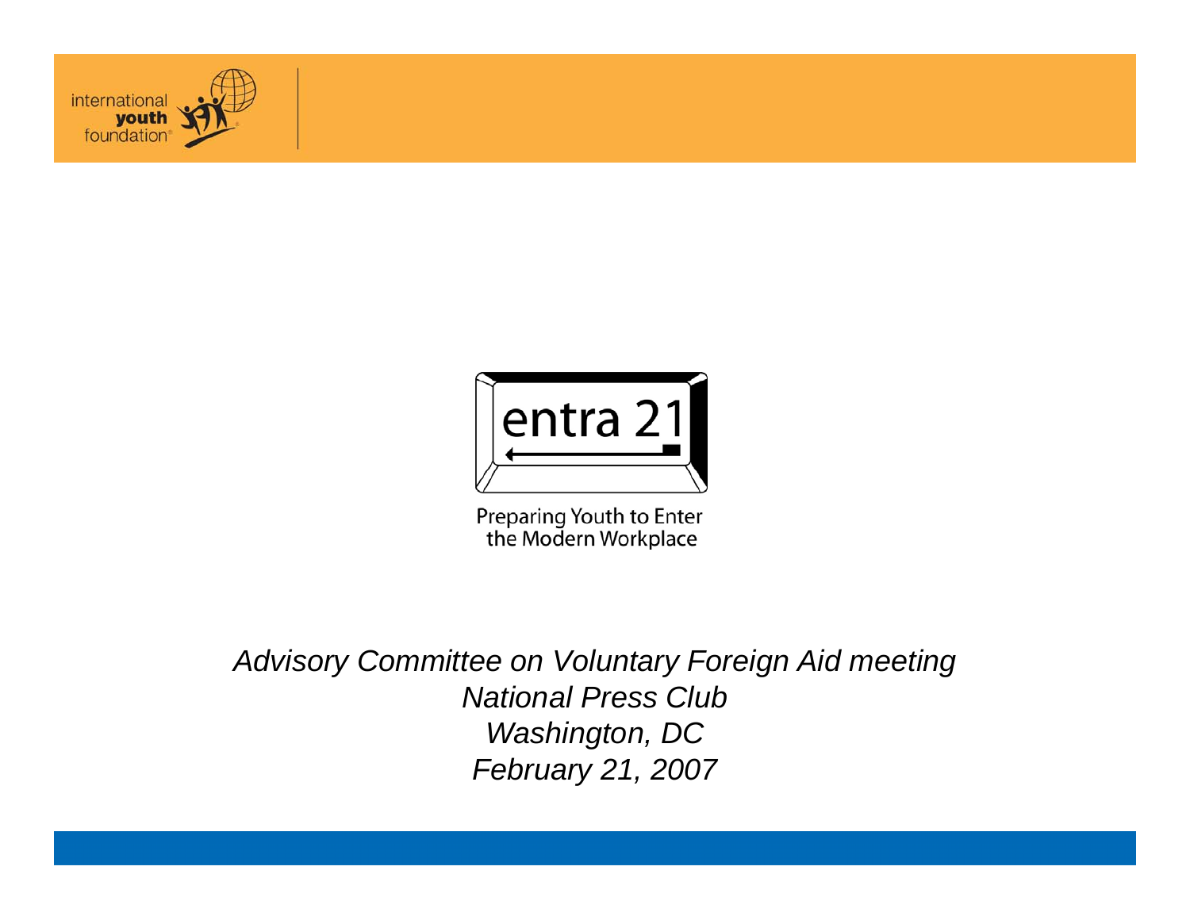international **youth** foundation

# entra 21

Preparing Youth to Enter the Modern Workplace

*Advisory Committee on Voluntary Foreign Aid meeting*
*National Press Club*
*Washington, DC*
*February 21, 2007*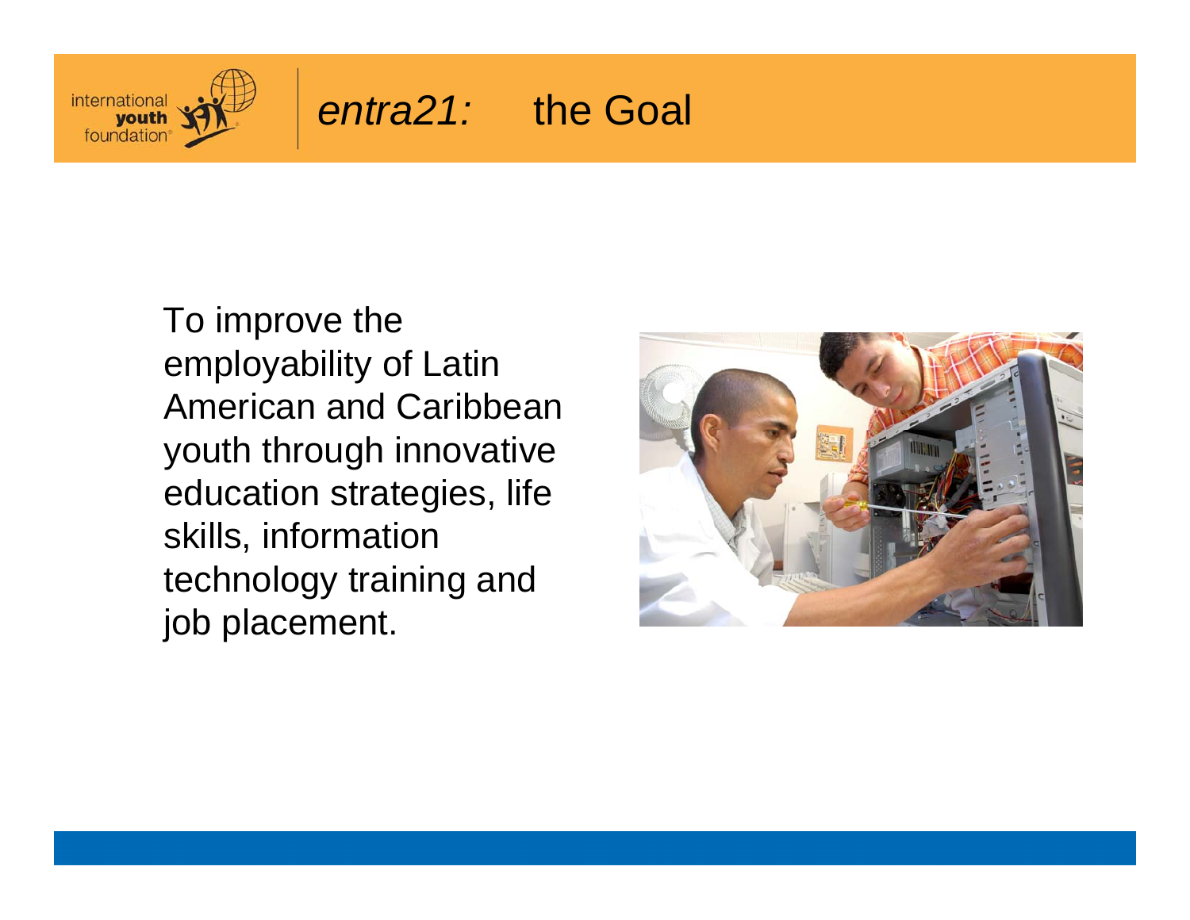# *entra21:* the Goal

To improve the employability of Latin American and Caribbean youth through innovative education strategies, life skills, information technology training and job placement.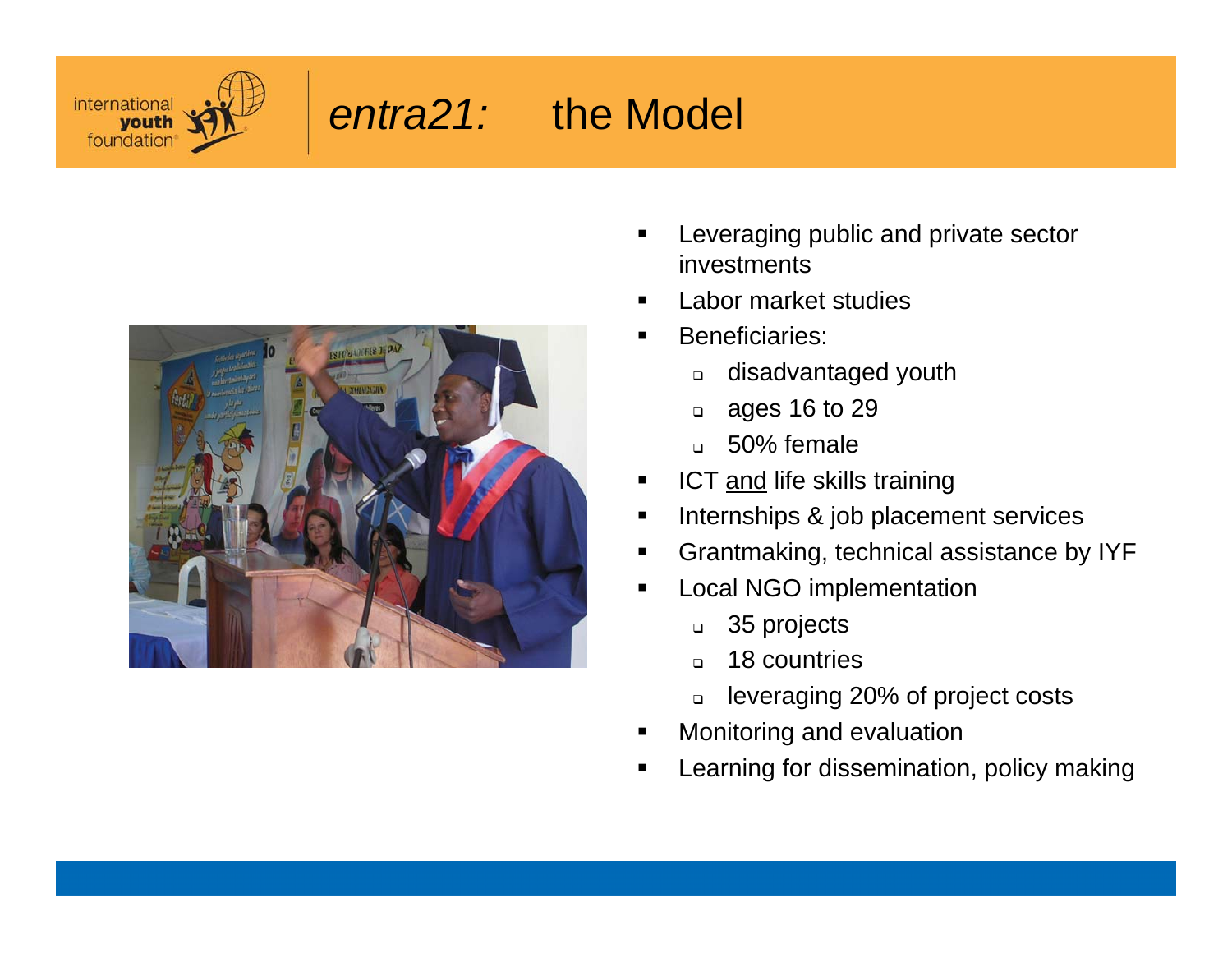# *entra21:* the Model

- Leveraging public and private sector investments
- Labor market studies
- Beneficiaries:
  - disadvantaged youth
  - ages 16 to 29
  - 50% female
- ICT <u>and</u> life skills training
- Internships & job placement services
- Grantmaking, technical assistance by IYF
- Local NGO implementation
  - 35 projects
  - 18 countries
  - leveraging 20% of project costs
- Monitoring and evaluation
- Learning for dissemination, policy making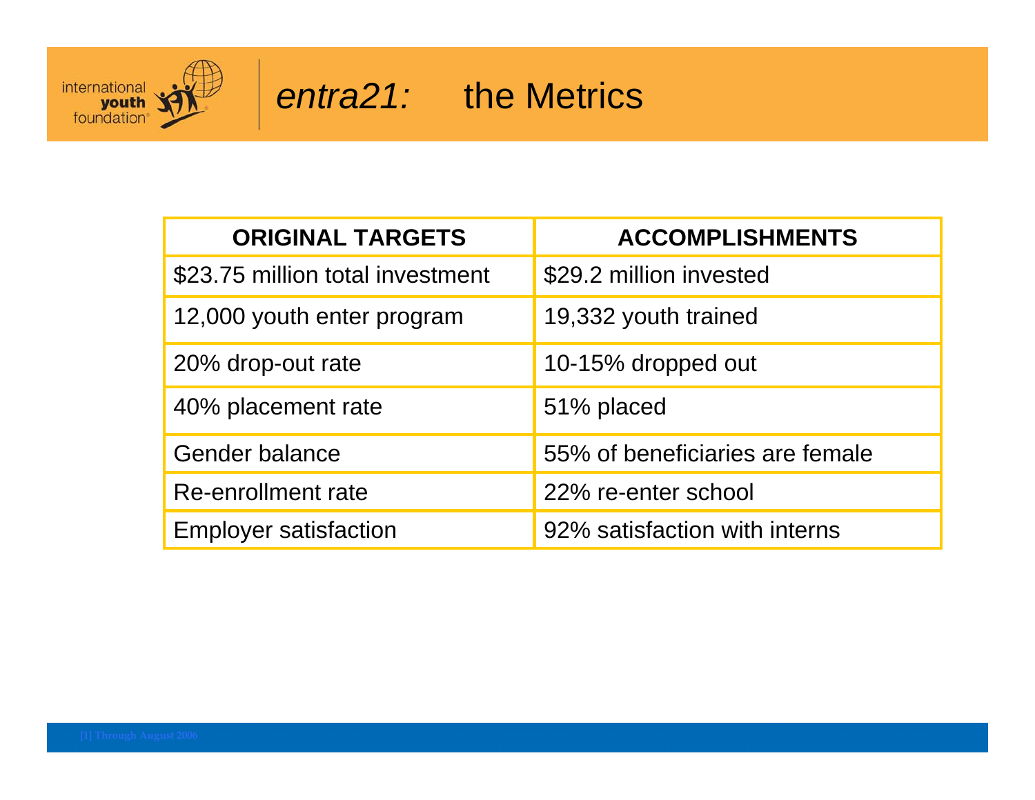# *entra21:* the Metrics

| ORIGINAL TARGETS | ACCOMPLISHMENTS |
|---|---|
| $23.75 million total investment | $29.2 million invested |
| 12,000 youth enter program | 19,332 youth trained |
| 20% drop-out rate | 10-15% dropped out |
| 40% placement rate | 51% placed |
| Gender balance | 55% of beneficiaries are female |
| Re-enrollment rate | 22% re-enter school |
| Employer satisfaction | 92% satisfaction with interns |

[1] Through August 2006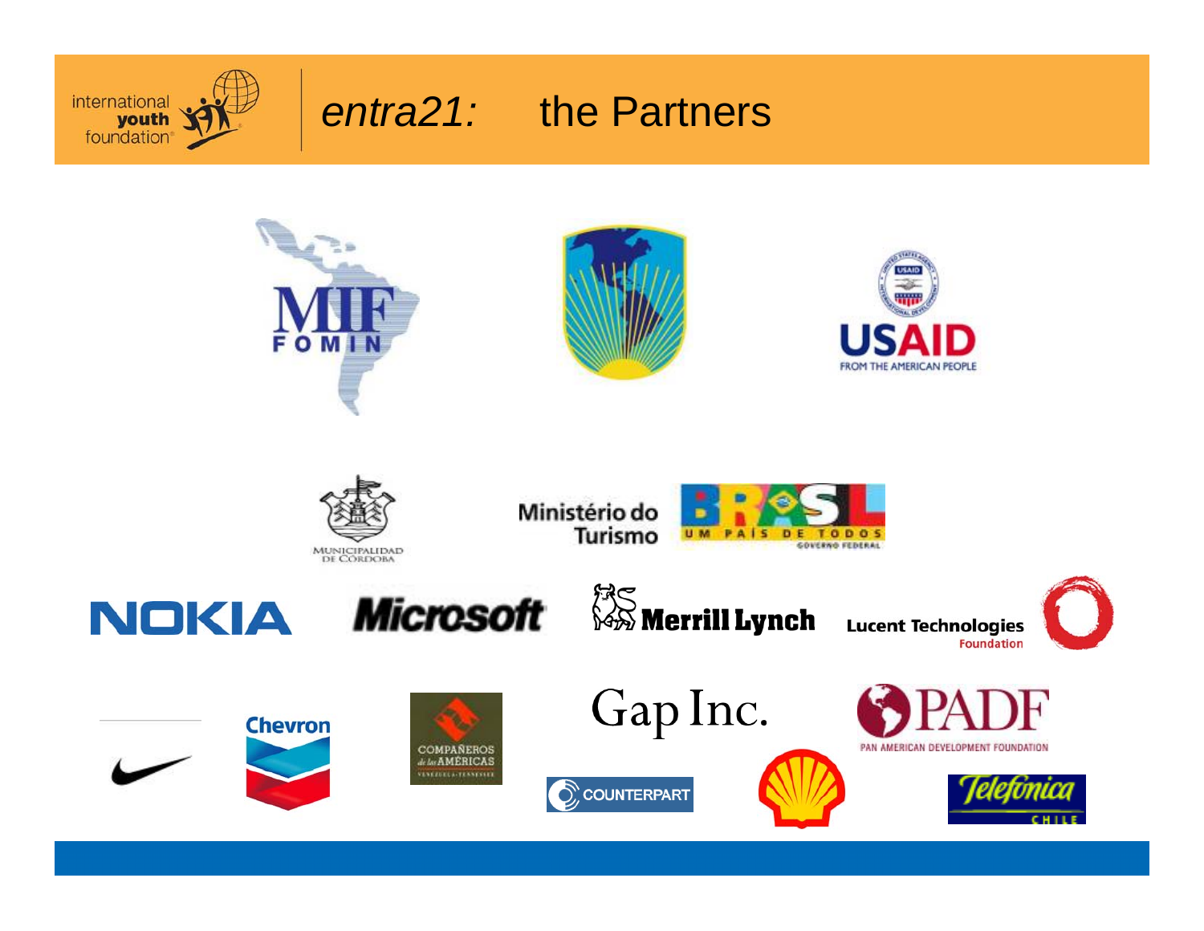# *entra21:* the Partners

MIF FOMIN

USAID FROM THE AMERICAN PEOPLE

MUNICIPALIDAD DE CÓRDOBA

Ministério do Turismo

BRASIL UM PAÍS DE TODOS GOVERNO FEDERAL

NOKIA

Microsoft

Merrill Lynch

Lucent Technologies Foundation

Chevron

COMPAÑEROS de las AMÉRICAS VENEZUELA-TENNESSEE

Gap Inc.

PADF PAN AMERICAN DEVELOPMENT FOUNDATION

COUNTERPART

Telefónica CHILE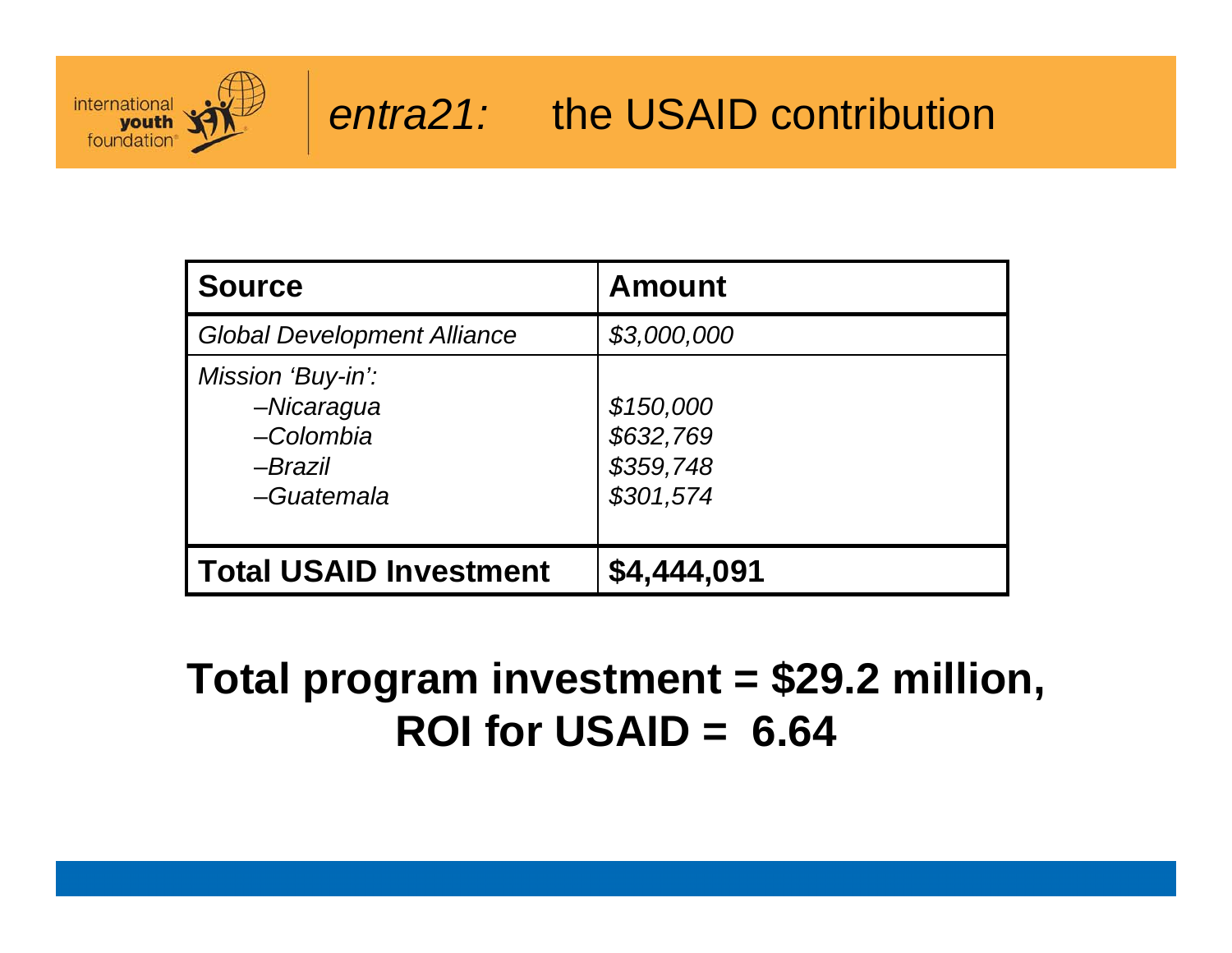# *entra21:* the USAID contribution

| **Source** | **Amount** |
| --- | --- |
| *Global Development Alliance* | *$3,000,000* |
| *Mission 'Buy-in':* | |
| *–Nicaragua* | *$150,000* |
| *–Colombia* | *$632,769* |
| *–Brazil* | *$359,748* |
| *–Guatemala* | *$301,574* |
| **Total USAID Investment** | **$4,444,091** |

**Total program investment = $29.2 million, ROI for USAID = 6.64**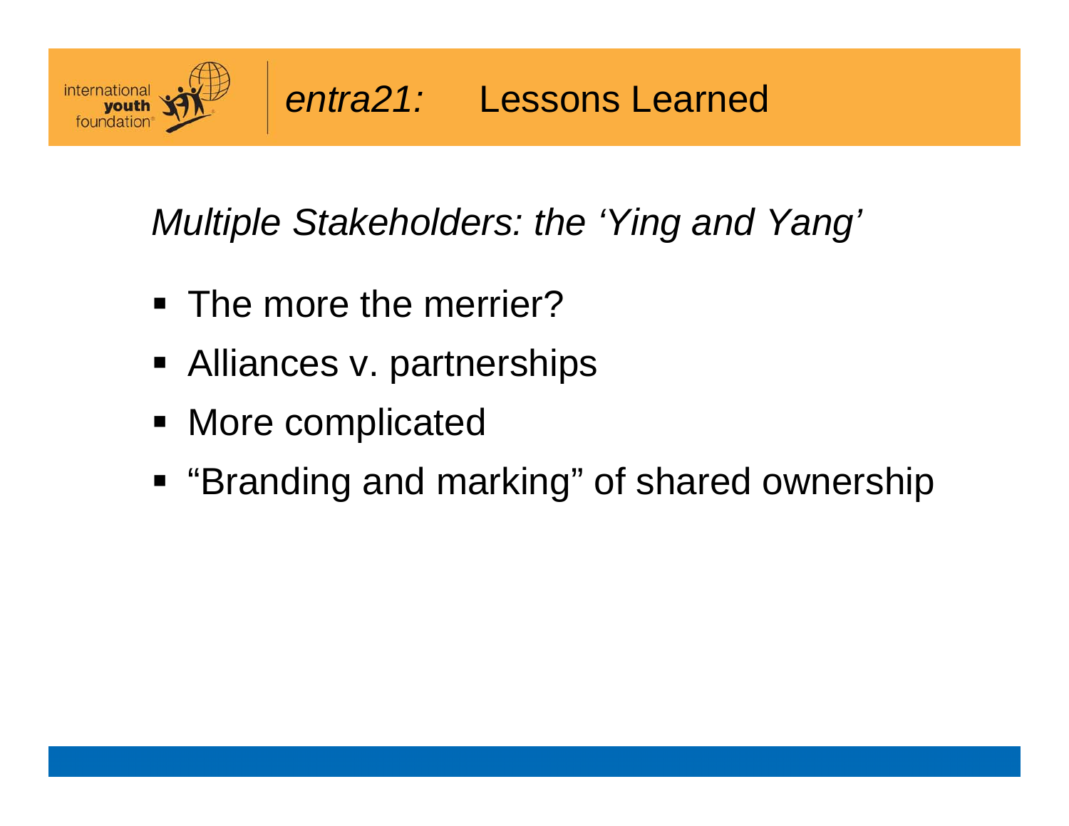# *entra21:* Lessons Learned

## *Multiple Stakeholders: the 'Ying and Yang'*

- The more the merrier?
- Alliances v. partnerships
- More complicated
- "Branding and marking" of shared ownership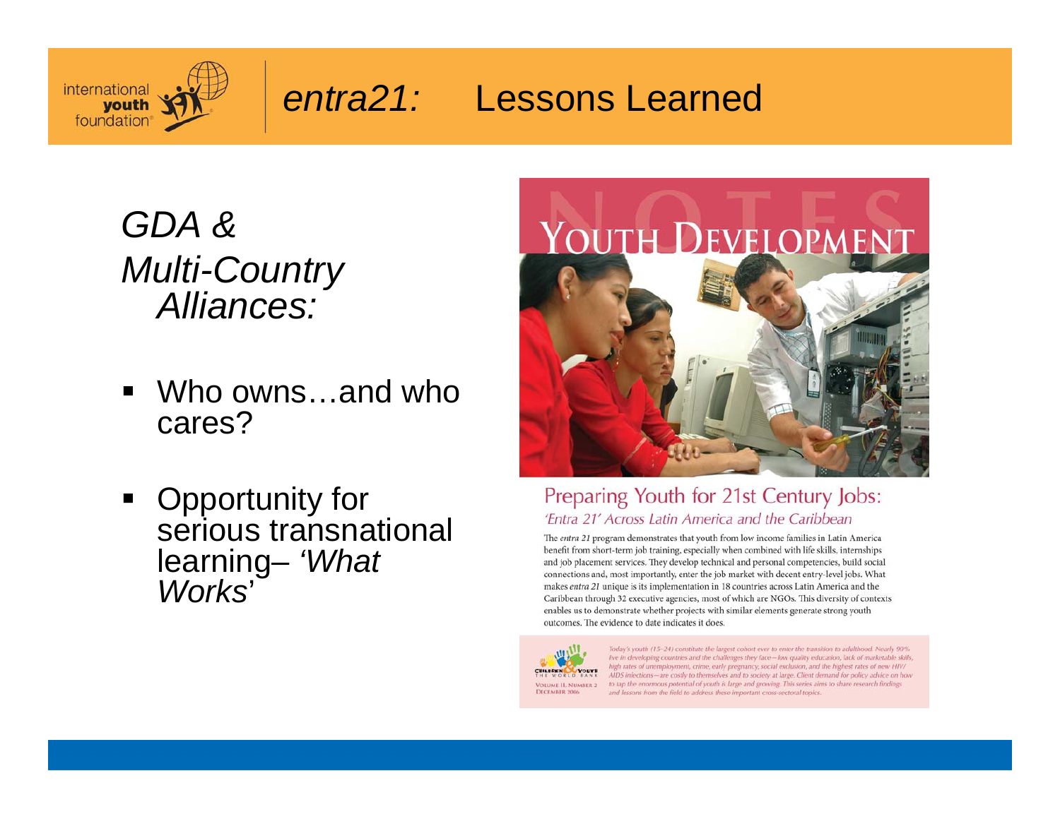# *entra21:* Lessons Learned

*GDA & Multi-Country Alliances:*

- Who owns…and who cares?
- Opportunity for serious transnational learning– *'What Works'*

NOTES

# Youth Development

## Preparing Youth for 21st Century Jobs:

*'Entra 21' Across Latin America and the Caribbean*

The *entra 21* program demonstrates that youth from low income families in Latin America benefit from short-term job training, especially when combined with life skills, internships and job placement services. They develop technical and personal competencies, build social connections and, most importantly, enter the job market with decent entry-level jobs. What makes *entra 21* unique is its implementation in 18 countries across Latin America and the Caribbean through 32 executive agencies, most of which are NGOs. This diversity of contexts enables us to demonstrate whether projects with similar elements generate strong youth outcomes. The evidence to date indicates it does.

Children & Youth
The World Bank
Volume II, Number 2
December 2006

*Today's youth (15–24) constitute the largest cohort ever to enter the transition to adulthood. Nearly 90% live in developing countries and the challenges they face—low quality education, lack of marketable skills, high rates of unemployment, crime, early pregnancy, social exclusion, and the highest rates of new HIV/AIDS infections—are costly to themselves and to society at large. Client demand for policy advice on how to tap the enormous potential of youth is large and growing. This series aims to share research findings and lessons from the field to address these important cross-sectoral topics.*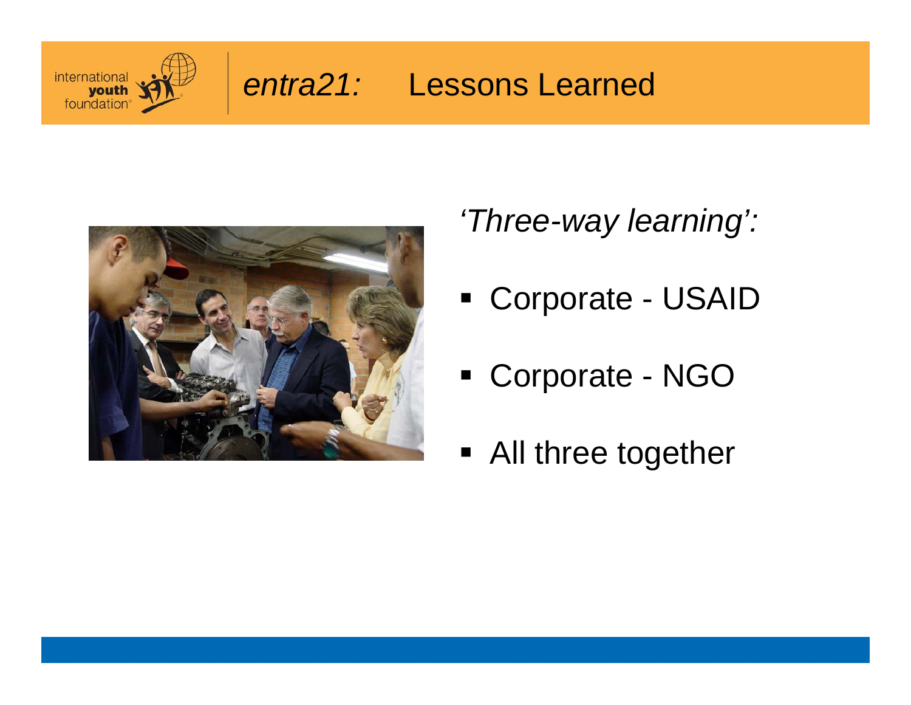# *entra21:* Lessons Learned

*'Three-way learning':*

- Corporate - USAID
- Corporate - NGO
- All three together